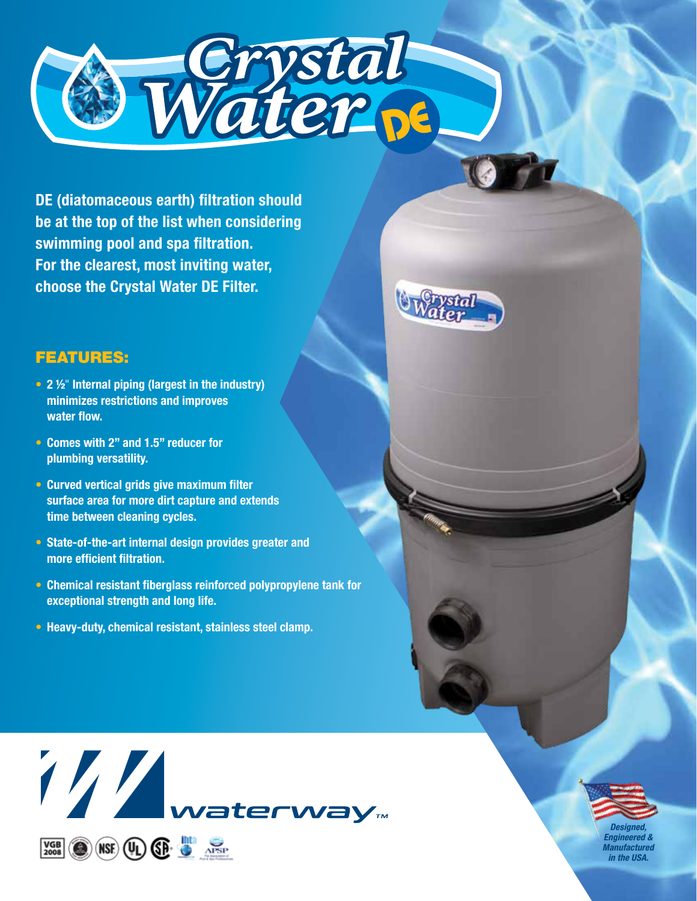# Crystal Water DE

**DE (diatomaceous earth) filtration should be at the top of the list when considering swimming pool and spa filtration. For the clearest, most inviting water, choose the Crystal Water DE Filter.**

## FEATURES:

- **2 ½" Internal piping (largest in the industry) minimizes restrictions and improves water flow.**
- **Comes with 2" and 1.5" reducer for plumbing versatility.**
- **Curved vertical grids give maximum filter surface area for more dirt capture and extends time between cleaning cycles.**
- **State-of-the-art internal design provides greater and more efficient filtration.**
- **Chemical resistant fiberglass reinforced polypropylene tank for exceptional strength and long life.**
- **Heavy-duty, chemical resistant, stainless steel clamp.**

waterway™

VGB 2008 NSF UL APSP

*Designed, Engineered & Manufactured in the USA.*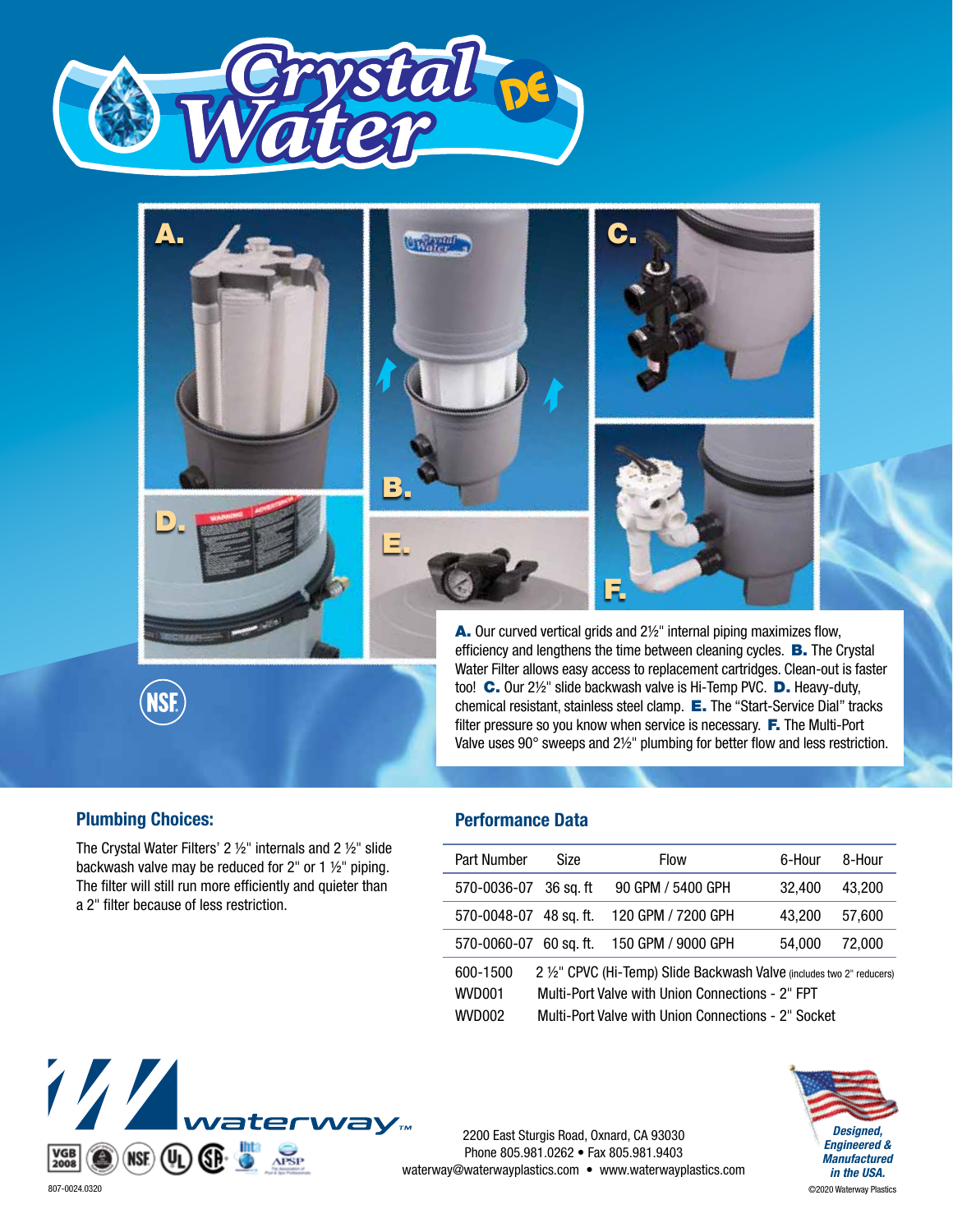# Crystal Water DE

A. Our curved vertical grids and 2½" internal piping maximizes flow, efficiency and lengthens the time between cleaning cycles. **B.** The Crystal Water Filter allows easy access to replacement cartridges. Clean-out is faster too! **C.** Our 2½" slide backwash valve is Hi-Temp PVC. **D.** Heavy-duty, chemical resistant, stainless steel clamp. **E.** The "Start-Service Dial" tracks filter pressure so you know when service is necessary. **F.** The Multi-Port Valve uses 90° sweeps and 2½" plumbing for better flow and less restriction.

NSF

## Plumbing Choices:

The Crystal Water Filters' 2 ½" internals and 2 ½" slide backwash valve may be reduced for 2" or 1 ½" piping. The filter will still run more efficiently and quieter than a 2" filter because of less restriction.

## Performance Data

| Part Number | Size | Flow | 6-Hour | 8-Hour |
|---|---|---|---|---|
| 570-0036-07 | 36 sq. ft | 90 GPM / 5400 GPH | 32,400 | 43,200 |
| 570-0048-07 | 48 sq. ft. | 120 GPM / 7200 GPH | 43,200 | 57,600 |
| 570-0060-07 | 60 sq. ft. | 150 GPM / 9000 GPH | 54,000 | 72,000 |

600-1500 — 2 ½" CPVC (Hi-Temp) Slide Backwash Valve (includes two 2" reducers)
WVD001 — Multi-Port Valve with Union Connections - 2" FPT
WVD002 — Multi-Port Valve with Union Connections - 2" Socket

waterway™

2200 East Sturgis Road, Oxnard, CA 93030
Phone 805.981.0262 • Fax 805.981.9403
waterway@waterwayplastics.com • www.waterwayplastics.com

*Designed, Engineered & Manufactured in the USA.*

807-0024.0320

©2020 Waterway Plastics